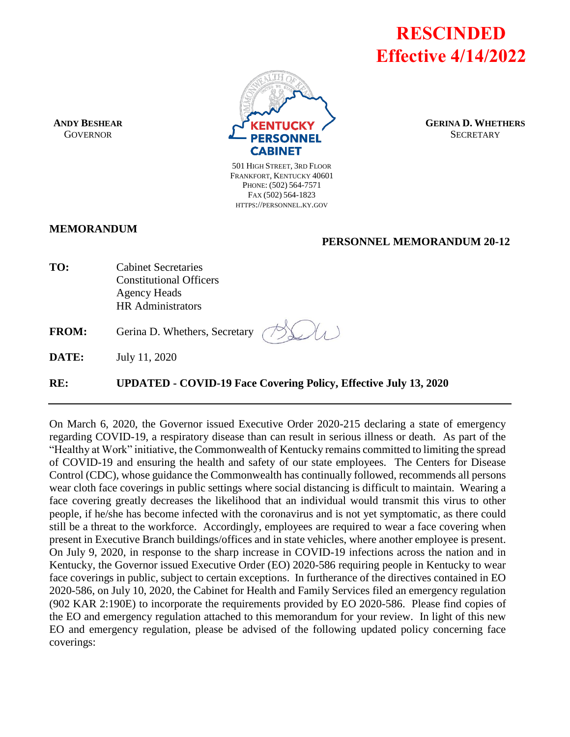**RESCINDED**
**Effective 4/14/2022**

**ANDY BESHEAR**
GOVERNOR

**KENTUCKY PERSONNEL CABINET**

501 HIGH STREET, 3RD FLOOR
FRANKFORT, KENTUCKY 40601
PHONE: (502) 564-7571
FAX (502) 564-1823
HTTPS://PERSONNEL.KY.GOV

**GERINA D. WHETHERS**
SECRETARY

**MEMORANDUM**

**PERSONNEL MEMORANDUM 20-12**

**TO:** Cabinet Secretaries
Constitutional Officers
Agency Heads
HR Administrators

**FROM:** Gerina D. Whethers, Secretary

**DATE:** July 11, 2020

**RE:** **UPDATED - COVID-19 Face Covering Policy, Effective July 13, 2020**

---

On March 6, 2020, the Governor issued Executive Order 2020-215 declaring a state of emergency regarding COVID-19, a respiratory disease than can result in serious illness or death. As part of the "Healthy at Work" initiative, the Commonwealth of Kentucky remains committed to limiting the spread of COVID-19 and ensuring the health and safety of our state employees. The Centers for Disease Control (CDC), whose guidance the Commonwealth has continually followed, recommends all persons wear cloth face coverings in public settings where social distancing is difficult to maintain. Wearing a face covering greatly decreases the likelihood that an individual would transmit this virus to other people, if he/she has become infected with the coronavirus and is not yet symptomatic, as there could still be a threat to the workforce. Accordingly, employees are required to wear a face covering when present in Executive Branch buildings/offices and in state vehicles, where another employee is present. On July 9, 2020, in response to the sharp increase in COVID-19 infections across the nation and in Kentucky, the Governor issued Executive Order (EO) 2020-586 requiring people in Kentucky to wear face coverings in public, subject to certain exceptions. In furtherance of the directives contained in EO 2020-586, on July 10, 2020, the Cabinet for Health and Family Services filed an emergency regulation (902 KAR 2:190E) to incorporate the requirements provided by EO 2020-586. Please find copies of the EO and emergency regulation attached to this memorandum for your review. In light of this new EO and emergency regulation, please be advised of the following updated policy concerning face coverings: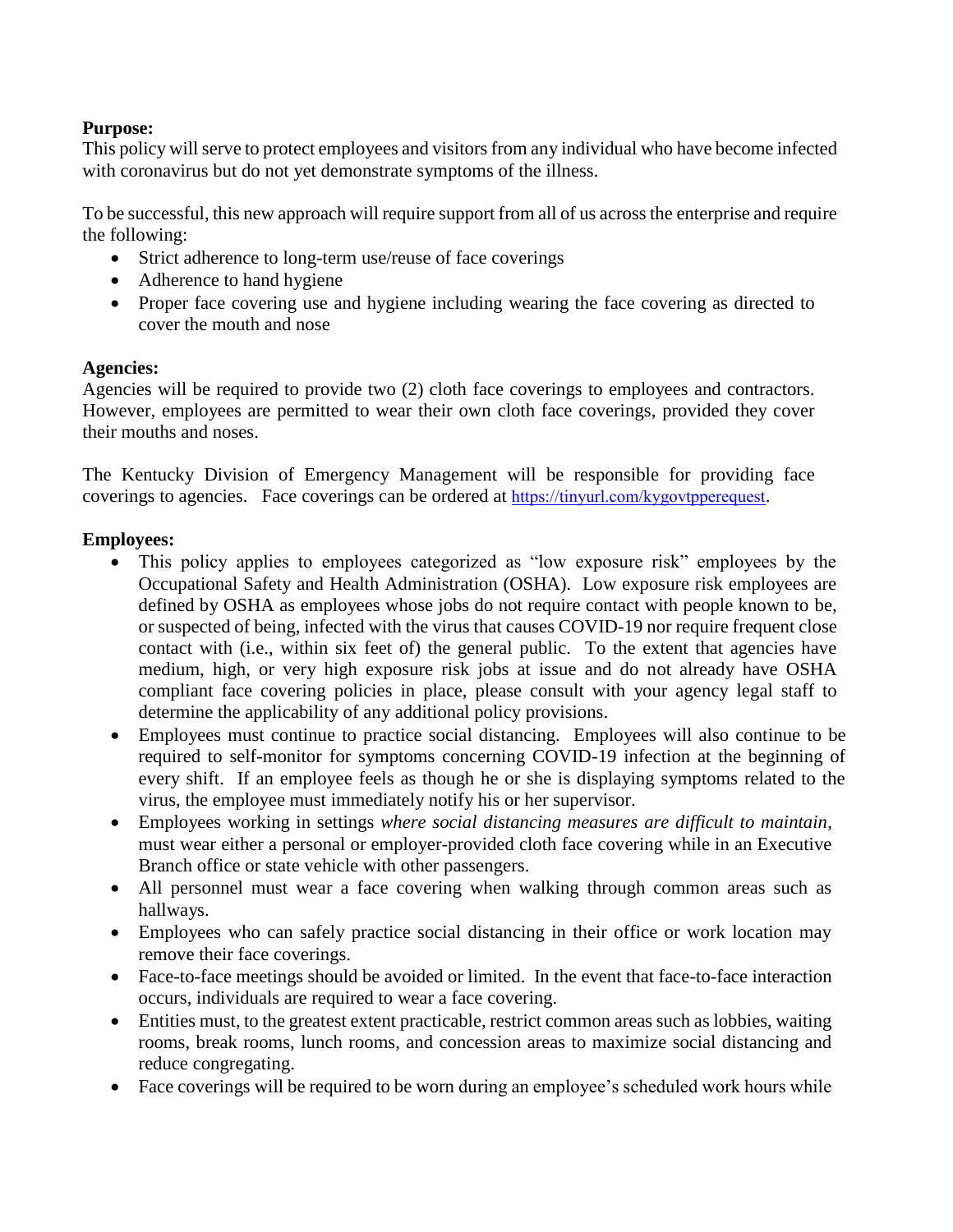**Purpose:**
This policy will serve to protect employees and visitors from any individual who have become infected with coronavirus but do not yet demonstrate symptoms of the illness.

To be successful, this new approach will require support from all of us across the enterprise and require the following:

- Strict adherence to long-term use/reuse of face coverings
- Adherence to hand hygiene
- Proper face covering use and hygiene including wearing the face covering as directed to cover the mouth and nose

**Agencies:**
Agencies will be required to provide two (2) cloth face coverings to employees and contractors. However, employees are permitted to wear their own cloth face coverings, provided they cover their mouths and noses.

The Kentucky Division of Emergency Management will be responsible for providing face coverings to agencies. Face coverings can be ordered at https://tinyurl.com/kygovtpperequest.

**Employees:**

- This policy applies to employees categorized as "low exposure risk" employees by the Occupational Safety and Health Administration (OSHA). Low exposure risk employees are defined by OSHA as employees whose jobs do not require contact with people known to be, or suspected of being, infected with the virus that causes COVID-19 nor require frequent close contact with (i.e., within six feet of) the general public. To the extent that agencies have medium, high, or very high exposure risk jobs at issue and do not already have OSHA compliant face covering policies in place, please consult with your agency legal staff to determine the applicability of any additional policy provisions.
- Employees must continue to practice social distancing. Employees will also continue to be required to self-monitor for symptoms concerning COVID-19 infection at the beginning of every shift. If an employee feels as though he or she is displaying symptoms related to the virus, the employee must immediately notify his or her supervisor.
- Employees working in settings *where social distancing measures are difficult to maintain*, must wear either a personal or employer-provided cloth face covering while in an Executive Branch office or state vehicle with other passengers.
- All personnel must wear a face covering when walking through common areas such as hallways.
- Employees who can safely practice social distancing in their office or work location may remove their face coverings.
- Face-to-face meetings should be avoided or limited. In the event that face-to-face interaction occurs, individuals are required to wear a face covering.
- Entities must, to the greatest extent practicable, restrict common areas such as lobbies, waiting rooms, break rooms, lunch rooms, and concession areas to maximize social distancing and reduce congregating.
- Face coverings will be required to be worn during an employee's scheduled work hours while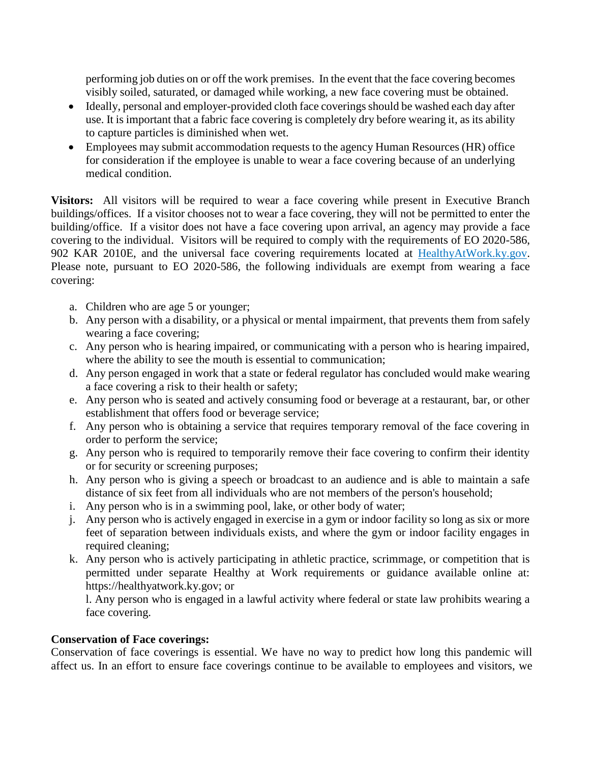performing job duties on or off the work premises. In the event that the face covering becomes visibly soiled, saturated, or damaged while working, a new face covering must be obtained.

- Ideally, personal and employer-provided cloth face coverings should be washed each day after use. It is important that a fabric face covering is completely dry before wearing it, as its ability to capture particles is diminished when wet.
- Employees may submit accommodation requests to the agency Human Resources (HR) office for consideration if the employee is unable to wear a face covering because of an underlying medical condition.

**Visitors:** All visitors will be required to wear a face covering while present in Executive Branch buildings/offices. If a visitor chooses not to wear a face covering, they will not be permitted to enter the building/office. If a visitor does not have a face covering upon arrival, an agency may provide a face covering to the individual. Visitors will be required to comply with the requirements of EO 2020-586, 902 KAR 2010E, and the universal face covering requirements located at [HealthyAtWork.ky.gov](https://healthyatwork.ky.gov). Please note, pursuant to EO 2020-586, the following individuals are exempt from wearing a face covering:

a. Children who are age 5 or younger;
b. Any person with a disability, or a physical or mental impairment, that prevents them from safely wearing a face covering;
c. Any person who is hearing impaired, or communicating with a person who is hearing impaired, where the ability to see the mouth is essential to communication;
d. Any person engaged in work that a state or federal regulator has concluded would make wearing a face covering a risk to their health or safety;
e. Any person who is seated and actively consuming food or beverage at a restaurant, bar, or other establishment that offers food or beverage service;
f. Any person who is obtaining a service that requires temporary removal of the face covering in order to perform the service;
g. Any person who is required to temporarily remove their face covering to confirm their identity or for security or screening purposes;
h. Any person who is giving a speech or broadcast to an audience and is able to maintain a safe distance of six feet from all individuals who are not members of the person's household;
i. Any person who is in a swimming pool, lake, or other body of water;
j. Any person who is actively engaged in exercise in a gym or indoor facility so long as six or more feet of separation between individuals exists, and where the gym or indoor facility engages in required cleaning;
k. Any person who is actively participating in athletic practice, scrimmage, or competition that is permitted under separate Healthy at Work requirements or guidance available online at: https://healthyatwork.ky.gov; or
l. Any person who is engaged in a lawful activity where federal or state law prohibits wearing a face covering.

**Conservation of Face coverings:**

Conservation of face coverings is essential. We have no way to predict how long this pandemic will affect us. In an effort to ensure face coverings continue to be available to employees and visitors, we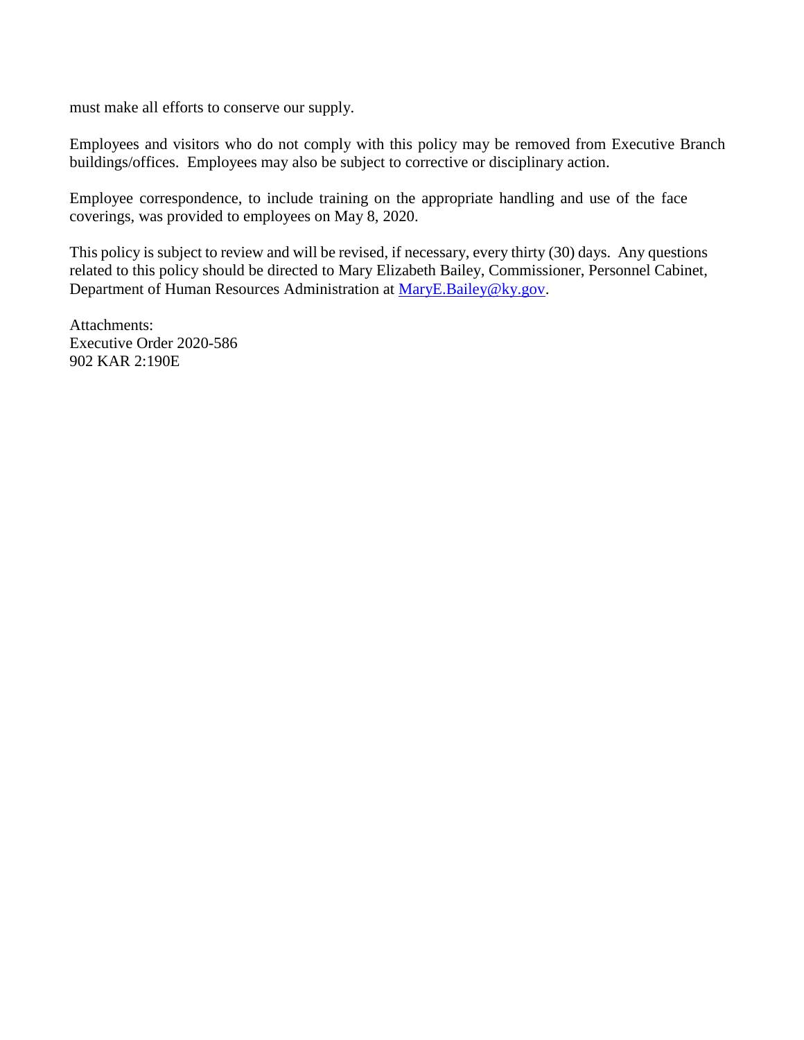must make all efforts to conserve our supply.

Employees and visitors who do not comply with this policy may be removed from Executive Branch buildings/offices. Employees may also be subject to corrective or disciplinary action.

Employee correspondence, to include training on the appropriate handling and use of the face coverings, was provided to employees on May 8, 2020.

This policy is subject to review and will be revised, if necessary, every thirty (30) days. Any questions related to this policy should be directed to Mary Elizabeth Bailey, Commissioner, Personnel Cabinet, Department of Human Resources Administration at [MaryE.Bailey@ky.gov](mailto:MaryE.Bailey@ky.gov).

Attachments:
Executive Order 2020-586
902 KAR 2:190E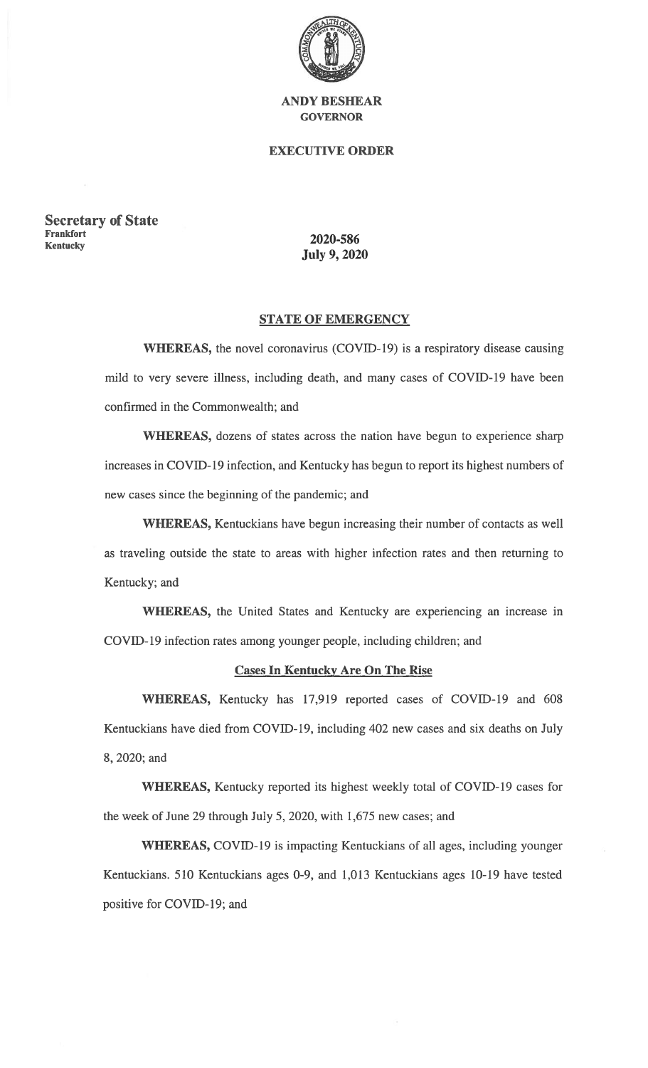**ANDY BESHEAR**
**GOVERNOR**

**EXECUTIVE ORDER**

**Secretary of State**
**Frankfort**
**Kentucky**

**2020-586**
**July 9, 2020**

## STATE OF EMERGENCY

**WHEREAS,** the novel coronavirus (COVID-19) is a respiratory disease causing mild to very severe illness, including death, and many cases of COVID-19 have been confirmed in the Commonwealth; and

**WHEREAS,** dozens of states across the nation have begun to experience sharp increases in COVID-19 infection, and Kentucky has begun to report its highest numbers of new cases since the beginning of the pandemic; and

**WHEREAS,** Kentuckians have begun increasing their number of contacts as well as traveling outside the state to areas with higher infection rates and then returning to Kentucky; and

**WHEREAS,** the United States and Kentucky are experiencing an increase in COVID-19 infection rates among younger people, including children; and

### Cases In Kentucky Are On The Rise

**WHEREAS,** Kentucky has 17,919 reported cases of COVID-19 and 608 Kentuckians have died from COVID-19, including 402 new cases and six deaths on July 8, 2020; and

**WHEREAS,** Kentucky reported its highest weekly total of COVID-19 cases for the week of June 29 through July 5, 2020, with 1,675 new cases; and

**WHEREAS,** COVID-19 is impacting Kentuckians of all ages, including younger Kentuckians. 510 Kentuckians ages 0-9, and 1,013 Kentuckians ages 10-19 have tested positive for COVID-19; and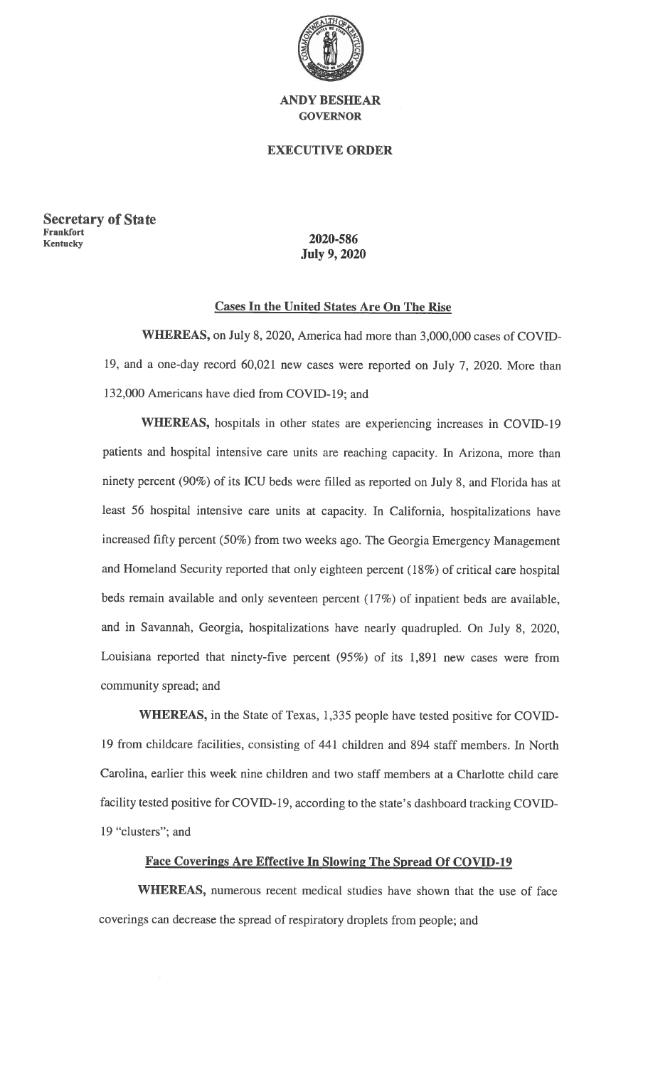**ANDY BESHEAR**
**GOVERNOR**

**EXECUTIVE ORDER**

**Secretary of State**
**Frankfort**
**Kentucky**

**2020-586**
**July 9, 2020**

## Cases In the United States Are On The Rise

**WHEREAS,** on July 8, 2020, America had more than 3,000,000 cases of COVID-19, and a one-day record 60,021 new cases were reported on July 7, 2020. More than 132,000 Americans have died from COVID-19; and

**WHEREAS,** hospitals in other states are experiencing increases in COVID-19 patients and hospital intensive care units are reaching capacity. In Arizona, more than ninety percent (90%) of its ICU beds were filled as reported on July 8, and Florida has at least 56 hospital intensive care units at capacity. In California, hospitalizations have increased fifty percent (50%) from two weeks ago. The Georgia Emergency Management and Homeland Security reported that only eighteen percent (18%) of critical care hospital beds remain available and only seventeen percent (17%) of inpatient beds are available, and in Savannah, Georgia, hospitalizations have nearly quadrupled. On July 8, 2020, Louisiana reported that ninety-five percent (95%) of its 1,891 new cases were from community spread; and

**WHEREAS,** in the State of Texas, 1,335 people have tested positive for COVID-19 from childcare facilities, consisting of 441 children and 894 staff members. In North Carolina, earlier this week nine children and two staff members at a Charlotte child care facility tested positive for COVID-19, according to the state's dashboard tracking COVID-19 "clusters"; and

## Face Coverings Are Effective In Slowing The Spread Of COVID-19

**WHEREAS,** numerous recent medical studies have shown that the use of face coverings can decrease the spread of respiratory droplets from people; and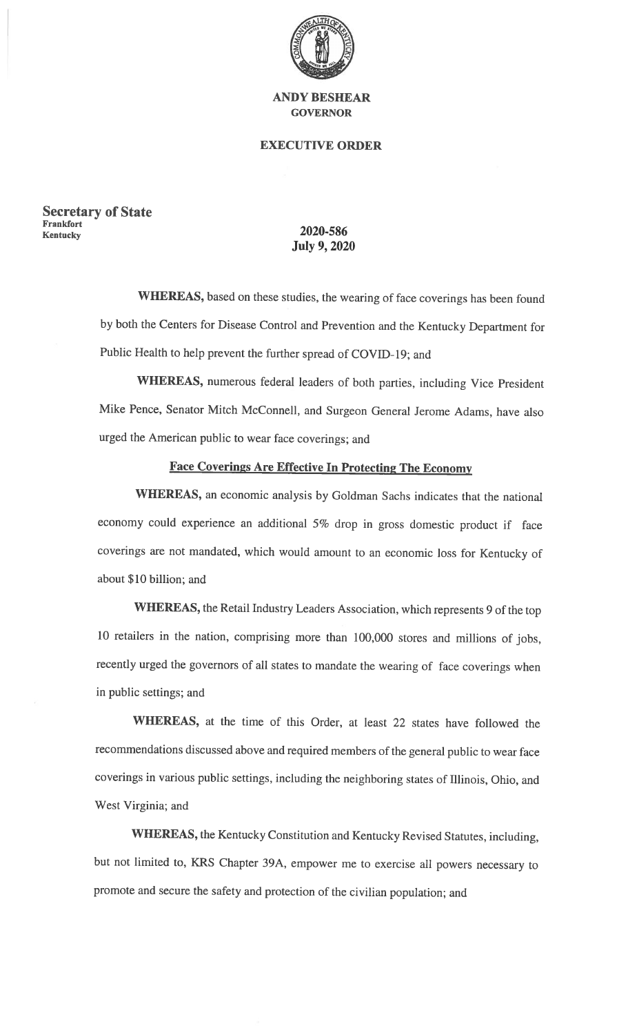**ANDY BESHEAR**
**GOVERNOR**

**EXECUTIVE ORDER**

**Secretary of State**
**Frankfort**
**Kentucky**

**2020-586**
**July 9, 2020**

**WHEREAS,** based on these studies, the wearing of face coverings has been found by both the Centers for Disease Control and Prevention and the Kentucky Department for Public Health to help prevent the further spread of COVID-19; and

**WHEREAS,** numerous federal leaders of both parties, including Vice President Mike Pence, Senator Mitch McConnell, and Surgeon General Jerome Adams, have also urged the American public to wear face coverings; and

**<u>Face Coverings Are Effective In Protecting The Economy</u>**

**WHEREAS,** an economic analysis by Goldman Sachs indicates that the national economy could experience an additional 5% drop in gross domestic product if face coverings are not mandated, which would amount to an economic loss for Kentucky of about $10 billion; and

**WHEREAS,** the Retail Industry Leaders Association, which represents 9 of the top 10 retailers in the nation, comprising more than 100,000 stores and millions of jobs, recently urged the governors of all states to mandate the wearing of face coverings when in public settings; and

**WHEREAS,** at the time of this Order, at least 22 states have followed the recommendations discussed above and required members of the general public to wear face coverings in various public settings, including the neighboring states of Illinois, Ohio, and West Virginia; and

**WHEREAS,** the Kentucky Constitution and Kentucky Revised Statutes, including, but not limited to, KRS Chapter 39A, empower me to exercise all powers necessary to promote and secure the safety and protection of the civilian population; and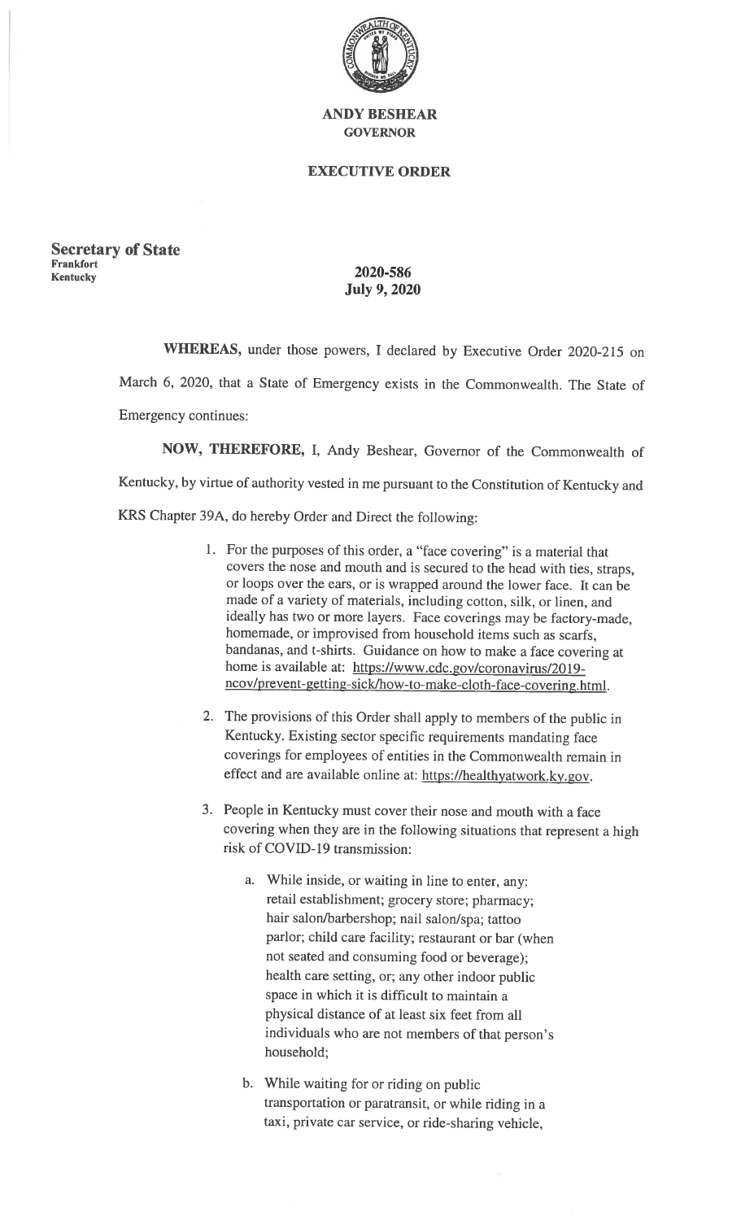**ANDY BESHEAR**
**GOVERNOR**

**EXECUTIVE ORDER**

**Secretary of State**
**Frankfort**
**Kentucky**

**2020-586**
**July 9, 2020**

**WHEREAS,** under those powers, I declared by Executive Order 2020-215 on March 6, 2020, that a State of Emergency exists in the Commonwealth. The State of Emergency continues:

**NOW, THEREFORE,** I, Andy Beshear, Governor of the Commonwealth of Kentucky, by virtue of authority vested in me pursuant to the Constitution of Kentucky and KRS Chapter 39A, do hereby Order and Direct the following:

1. For the purposes of this order, a "face covering" is a material that covers the nose and mouth and is secured to the head with ties, straps, or loops over the ears, or is wrapped around the lower face. It can be made of a variety of materials, including cotton, silk, or linen, and ideally has two or more layers. Face coverings may be factory-made, homemade, or improvised from household items such as scarfs, bandanas, and t-shirts. Guidance on how to make a face covering at home is available at: https://www.cdc.gov/coronavirus/2019-ncov/prevent-getting-sick/how-to-make-cloth-face-covering.html.

2. The provisions of this Order shall apply to members of the public in Kentucky. Existing sector specific requirements mandating face coverings for employees of entities in the Commonwealth remain in effect and are available online at: https://healthyatwork.ky.gov.

3. People in Kentucky must cover their nose and mouth with a face covering when they are in the following situations that represent a high risk of COVID-19 transmission:

    a. While inside, or waiting in line to enter, any: retail establishment; grocery store; pharmacy; hair salon/barbershop; nail salon/spa; tattoo parlor; child care facility; restaurant or bar (when not seated and consuming food or beverage); health care setting, or; any other indoor public space in which it is difficult to maintain a physical distance of at least six feet from all individuals who are not members of that person's household;

    b. While waiting for or riding on public transportation or paratransit, or while riding in a taxi, private car service, or ride-sharing vehicle,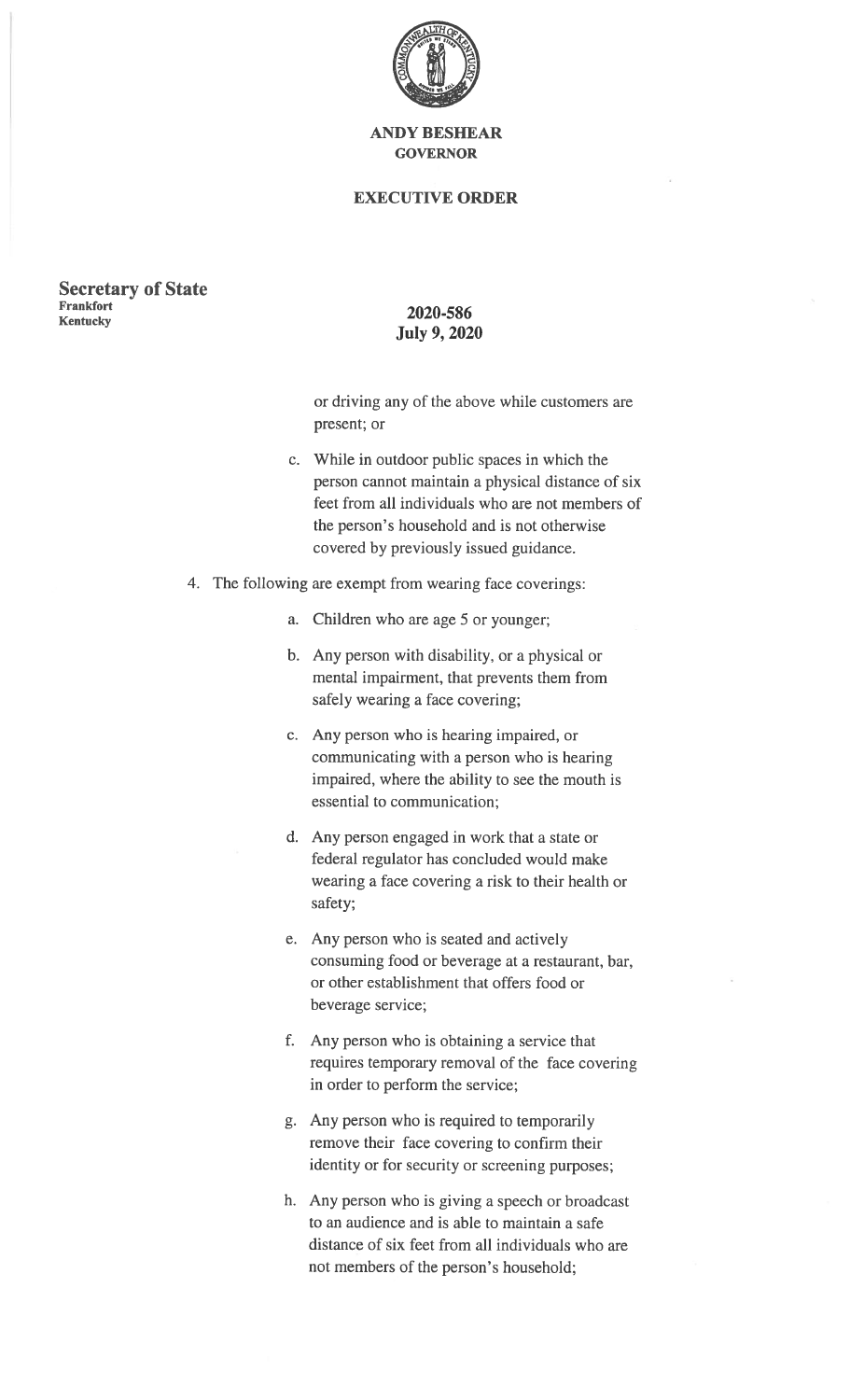**ANDY BESHEAR**
**GOVERNOR**

**EXECUTIVE ORDER**

**Secretary of State**
**Frankfort**
**Kentucky**

**2020-586**
**July 9, 2020**

or driving any of the above while customers are present; or

c. While in outdoor public spaces in which the person cannot maintain a physical distance of six feet from all individuals who are not members of the person's household and is not otherwise covered by previously issued guidance.

4. The following are exempt from wearing face coverings:

   a. Children who are age 5 or younger;

   b. Any person with disability, or a physical or mental impairment, that prevents them from safely wearing a face covering;

   c. Any person who is hearing impaired, or communicating with a person who is hearing impaired, where the ability to see the mouth is essential to communication;

   d. Any person engaged in work that a state or federal regulator has concluded would make wearing a face covering a risk to their health or safety;

   e. Any person who is seated and actively consuming food or beverage at a restaurant, bar, or other establishment that offers food or beverage service;

   f. Any person who is obtaining a service that requires temporary removal of the face covering in order to perform the service;

   g. Any person who is required to temporarily remove their face covering to confirm their identity or for security or screening purposes;

   h. Any person who is giving a speech or broadcast to an audience and is able to maintain a safe distance of six feet from all individuals who are not members of the person's household;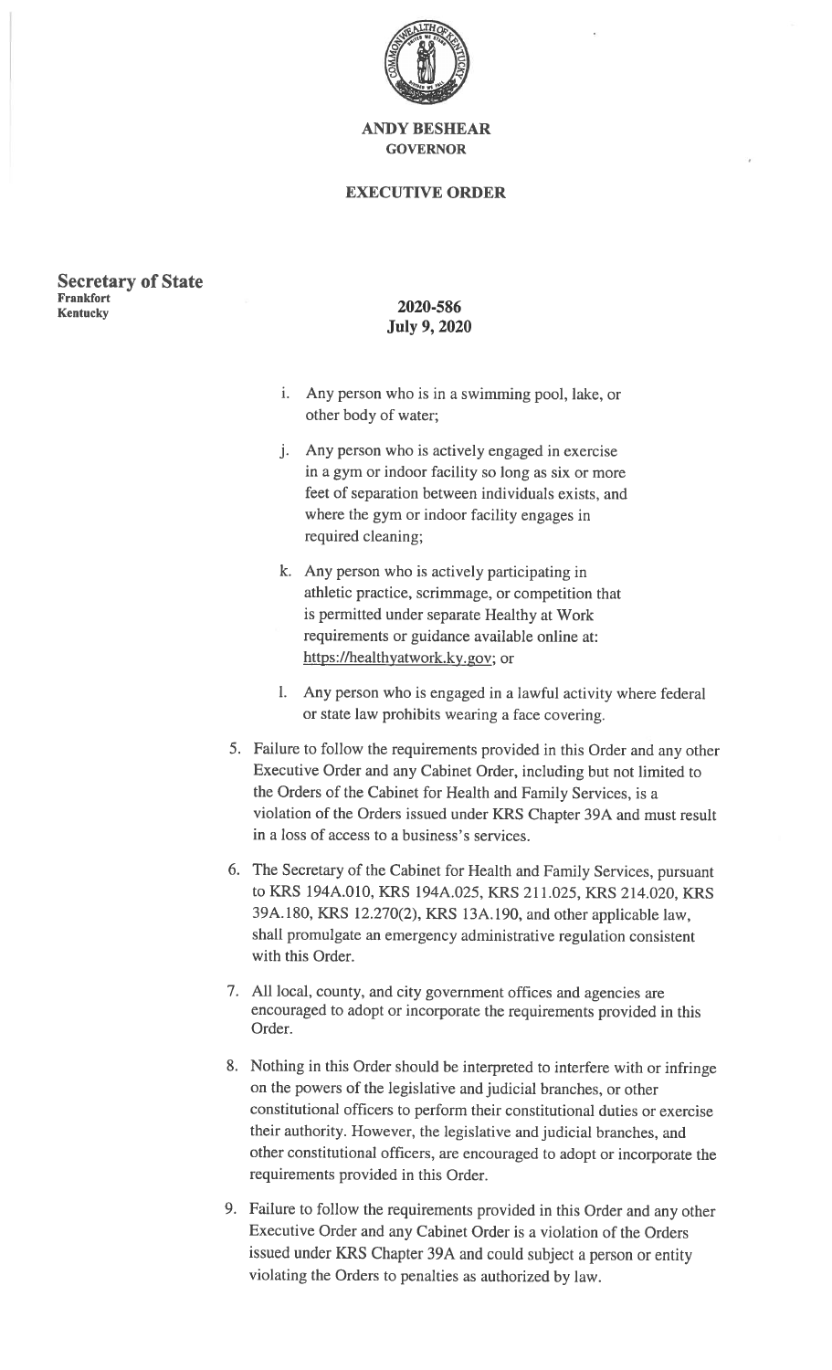**ANDY BESHEAR**
**GOVERNOR**

**EXECUTIVE ORDER**

**Secretary of State**
**Frankfort**
**Kentucky**

**2020-586**
**July 9, 2020**

i. Any person who is in a swimming pool, lake, or other body of water;

j. Any person who is actively engaged in exercise in a gym or indoor facility so long as six or more feet of separation between individuals exists, and where the gym or indoor facility engages in required cleaning;

k. Any person who is actively participating in athletic practice, scrimmage, or competition that is permitted under separate Healthy at Work requirements or guidance available online at: https://healthyatwork.ky.gov; or

l. Any person who is engaged in a lawful activity where federal or state law prohibits wearing a face covering.

5. Failure to follow the requirements provided in this Order and any other Executive Order and any Cabinet Order, including but not limited to the Orders of the Cabinet for Health and Family Services, is a violation of the Orders issued under KRS Chapter 39A and must result in a loss of access to a business's services.

6. The Secretary of the Cabinet for Health and Family Services, pursuant to KRS 194A.010, KRS 194A.025, KRS 211.025, KRS 214.020, KRS 39A.180, KRS 12.270(2), KRS 13A.190, and other applicable law, shall promulgate an emergency administrative regulation consistent with this Order.

7. All local, county, and city government offices and agencies are encouraged to adopt or incorporate the requirements provided in this Order.

8. Nothing in this Order should be interpreted to interfere with or infringe on the powers of the legislative and judicial branches, or other constitutional officers to perform their constitutional duties or exercise their authority. However, the legislative and judicial branches, and other constitutional officers, are encouraged to adopt or incorporate the requirements provided in this Order.

9. Failure to follow the requirements provided in this Order and any other Executive Order and any Cabinet Order is a violation of the Orders issued under KRS Chapter 39A and could subject a person or entity violating the Orders to penalties as authorized by law.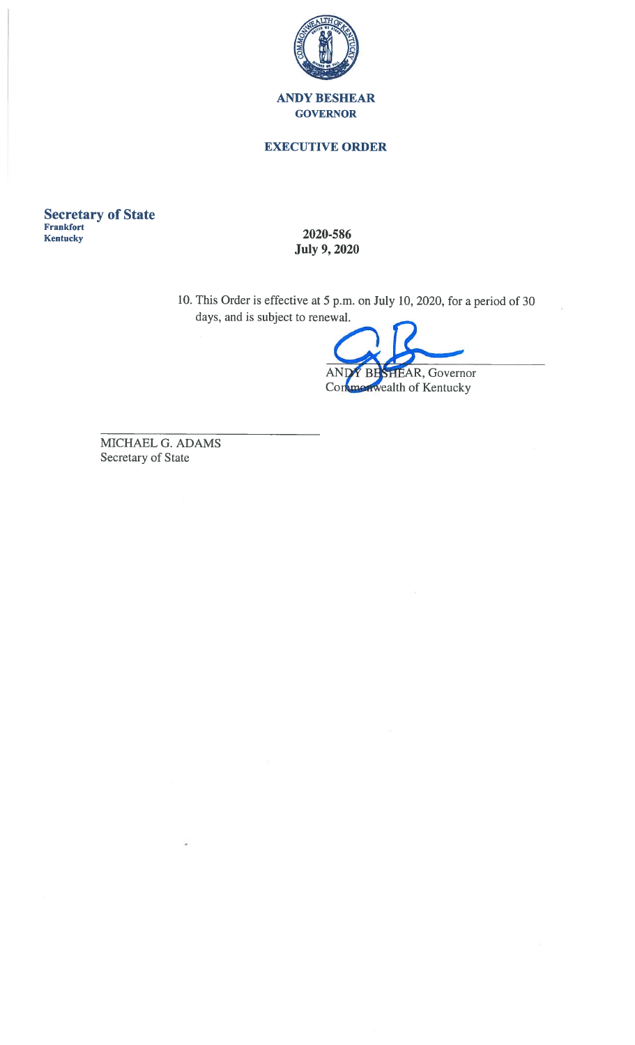**ANDY BESHEAR**
**GOVERNOR**

**EXECUTIVE ORDER**

**Secretary of State**
**Frankfort**
**Kentucky**

**2020-586**
**July 9, 2020**

10. This Order is effective at 5 p.m. on July 10, 2020, for a period of 30 days, and is subject to renewal.

ANDY BESHEAR, Governor
Commonwealth of Kentucky

MICHAEL G. ADAMS
Secretary of State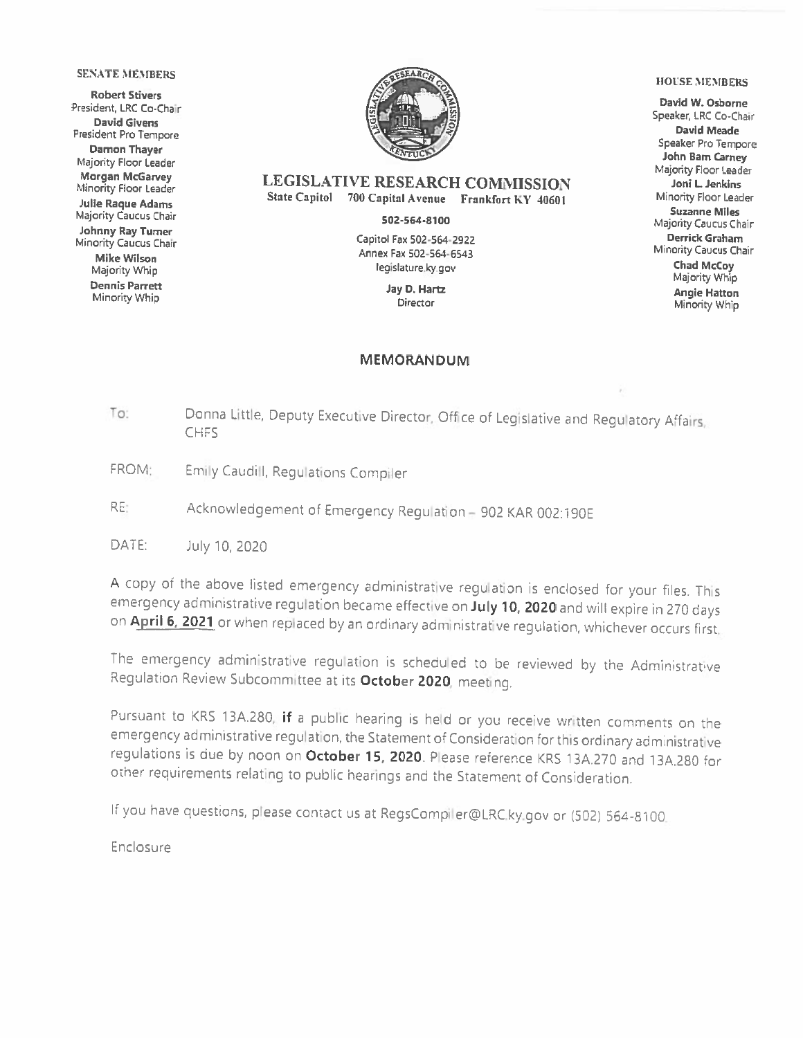**SENATE MEMBERS**

**Robert Stivers**
President, LRC Co-Chair
**David Givens**
President Pro Tempore
**Damon Thayer**
Majority Floor Leader
**Morgan McGarvey**
Minority Floor Leader
**Julie Raque Adams**
Majority Caucus Chair
**Johnny Ray Turner**
Minority Caucus Chair
**Mike Wilson**
Majority Whip
**Dennis Parrett**
Minority Whip

**LEGISLATIVE RESEARCH COMMISSION**
State Capitol 700 Capital Avenue Frankfort KY 40601

**502-564-8100**

Capitol Fax 502-564-2922
Annex Fax 502-564-6543
legislature.ky.gov

**Jay D. Hartz**
Director

**HOUSE MEMBERS**

**David W. Osborne**
Speaker, LRC Co-Chair
**David Meade**
Speaker Pro Tempore
**John Bam Carney**
Majority Floor Leader
**Joni L. Jenkins**
Minority Floor Leader
**Suzanne Miles**
Majority Caucus Chair
**Derrick Graham**
Minority Caucus Chair
**Chad McCoy**
Majority Whip
**Angie Hatton**
Minority Whip

## MEMORANDUM

To: Donna Little, Deputy Executive Director, Office of Legislative and Regulatory Affairs, CHFS

FROM: Emily Caudill, Regulations Compiler

RE: Acknowledgement of Emergency Regulation – 902 KAR 002:190E

DATE: July 10, 2020

A copy of the above listed emergency administrative regulation is enclosed for your files. This emergency administrative regulation became effective on **July 10, 2020** and will expire in 270 days on **April 6, 2021** or when replaced by an ordinary administrative regulation, whichever occurs first.

The emergency administrative regulation is scheduled to be reviewed by the Administrative Regulation Review Subcommittee at its **October 2020** meeting.

Pursuant to KRS 13A.280, **if** a public hearing is held or you receive written comments on the emergency administrative regulation, the Statement of Consideration for this ordinary administrative regulations is due by noon on **October 15, 2020**. Please reference KRS 13A.270 and 13A.280 for other requirements relating to public hearings and the Statement of Consideration.

If you have questions, please contact us at RegsCompiler@LRC.ky.gov or (502) 564-8100.

Enclosure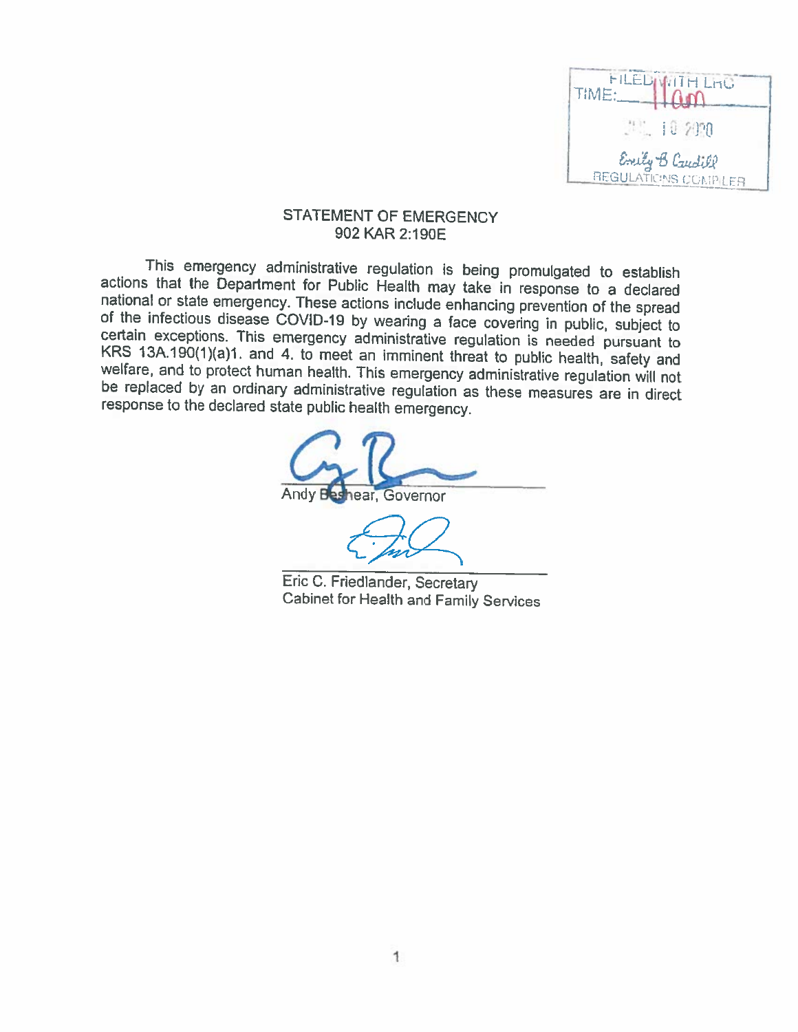FILED WITH LRC
TIME: 11am

JUL 10 2020

Emily B Caudill
REGULATIONS COMPILER

STATEMENT OF EMERGENCY
902 KAR 2:190E

This emergency administrative regulation is being promulgated to establish actions that the Department for Public Health may take in response to a declared national or state emergency. These actions include enhancing prevention of the spread of the infectious disease COVID-19 by wearing a face covering in public, subject to certain exceptions. This emergency administrative regulation is needed pursuant to KRS 13A.190(1)(a)1. and 4. to meet an imminent threat to public health, safety and welfare, and to protect human health. This emergency administrative regulation will not be replaced by an ordinary administrative regulation as these measures are in direct response to the declared state public health emergency.

Andy Beshear, Governor

Eric C. Friedlander, Secretary
Cabinet for Health and Family Services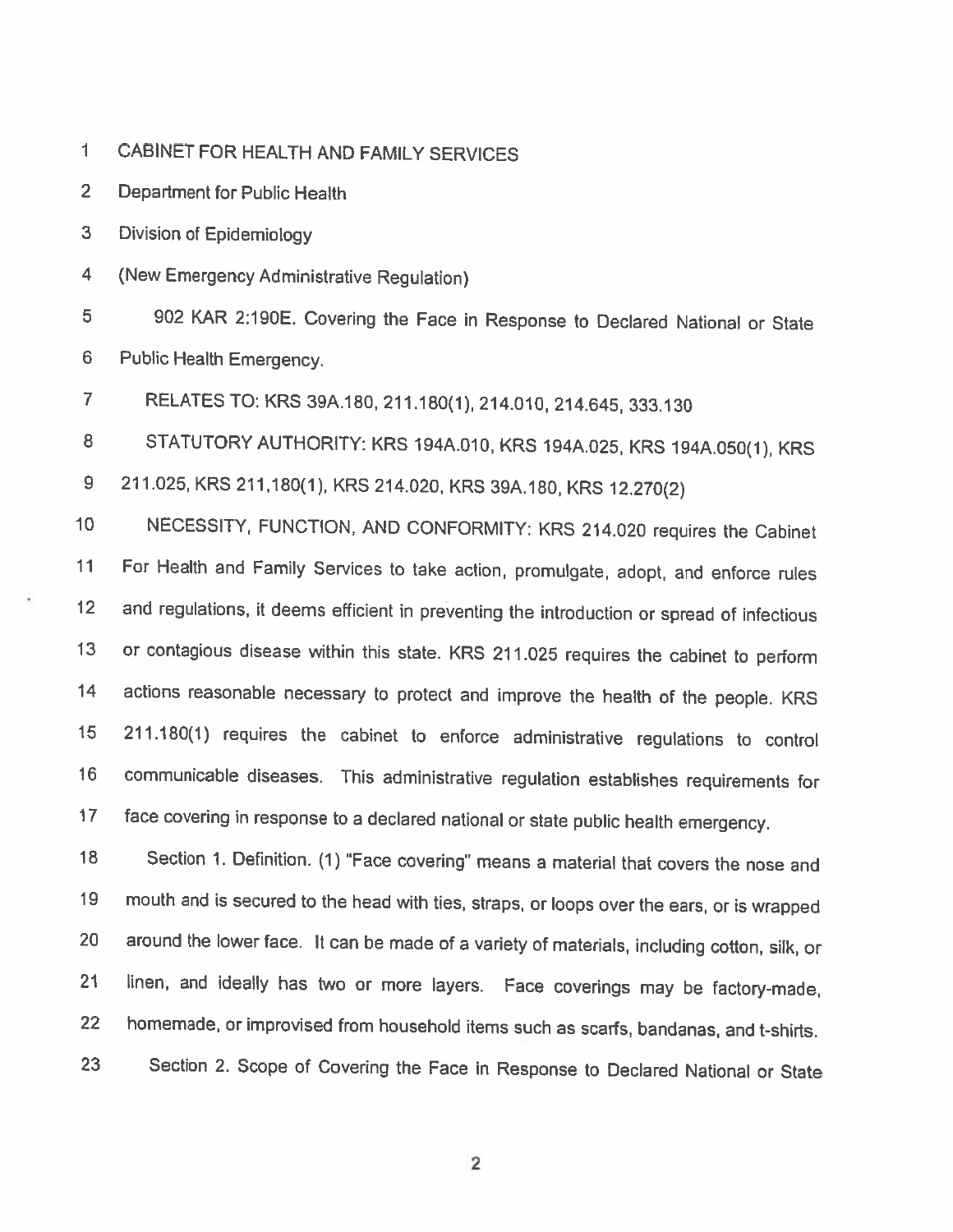CABINET FOR HEALTH AND FAMILY SERVICES

Department for Public Health

Division of Epidemiology

(New Emergency Administrative Regulation)

902 KAR 2:190E. Covering the Face in Response to Declared National or State Public Health Emergency.

RELATES TO: KRS 39A.180, 211.180(1), 214.010, 214.645, 333.130

STATUTORY AUTHORITY: KRS 194A.010, KRS 194A.025, KRS 194A.050(1), KRS 211.025, KRS 211,180(1), KRS 214.020, KRS 39A.180, KRS 12.270(2)

NECESSITY, FUNCTION, AND CONFORMITY: KRS 214.020 requires the Cabinet For Health and Family Services to take action, promulgate, adopt, and enforce rules and regulations, it deems efficient in preventing the introduction or spread of infectious or contagious disease within this state. KRS 211.025 requires the cabinet to perform actions reasonable necessary to protect and improve the health of the people. KRS 211.180(1) requires the cabinet to enforce administrative regulations to control communicable diseases. This administrative regulation establishes requirements for face covering in response to a declared national or state public health emergency.

Section 1. Definition. (1) "Face covering" means a material that covers the nose and mouth and is secured to the head with ties, straps, or loops over the ears, or is wrapped around the lower face. It can be made of a variety of materials, including cotton, silk, or linen, and ideally has two or more layers. Face coverings may be factory-made, homemade, or improvised from household items such as scarfs, bandanas, and t-shirts.

Section 2. Scope of Covering the Face in Response to Declared National or State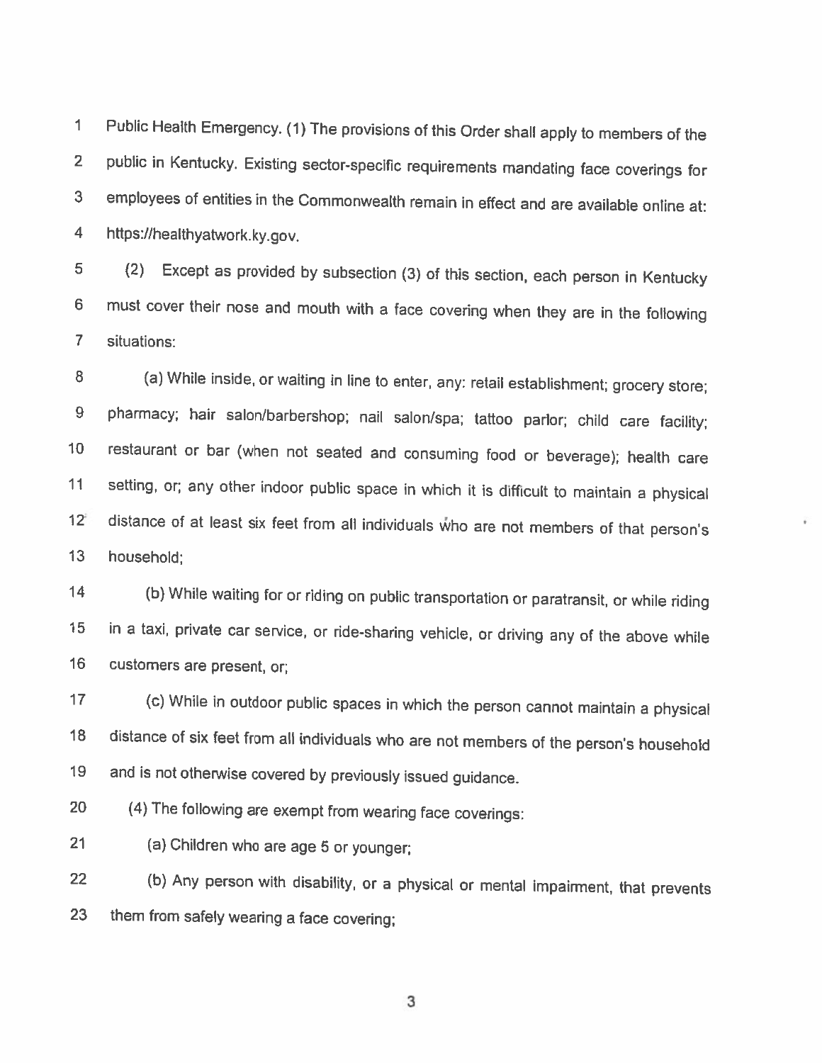Public Health Emergency. (1) The provisions of this Order shall apply to members of the public in Kentucky. Existing sector-specific requirements mandating face coverings for employees of entities in the Commonwealth remain in effect and are available online at: https://healthyatwork.ky.gov.

(2) Except as provided by subsection (3) of this section, each person in Kentucky must cover their nose and mouth with a face covering when they are in the following situations:

(a) While inside, or waiting in line to enter, any: retail establishment; grocery store; pharmacy; hair salon/barbershop; nail salon/spa; tattoo parlor; child care facility; restaurant or bar (when not seated and consuming food or beverage); health care setting, or; any other indoor public space in which it is difficult to maintain a physical distance of at least six feet from all individuals who are not members of that person's household;

(b) While waiting for or riding on public transportation or paratransit, or while riding in a taxi, private car service, or ride-sharing vehicle, or driving any of the above while customers are present, or;

(c) While in outdoor public spaces in which the person cannot maintain a physical distance of six feet from all individuals who are not members of the person's household and is not otherwise covered by previously issued guidance.

(4) The following are exempt from wearing face coverings:

(a) Children who are age 5 or younger;

(b) Any person with disability, or a physical or mental impairment, that prevents them from safely wearing a face covering;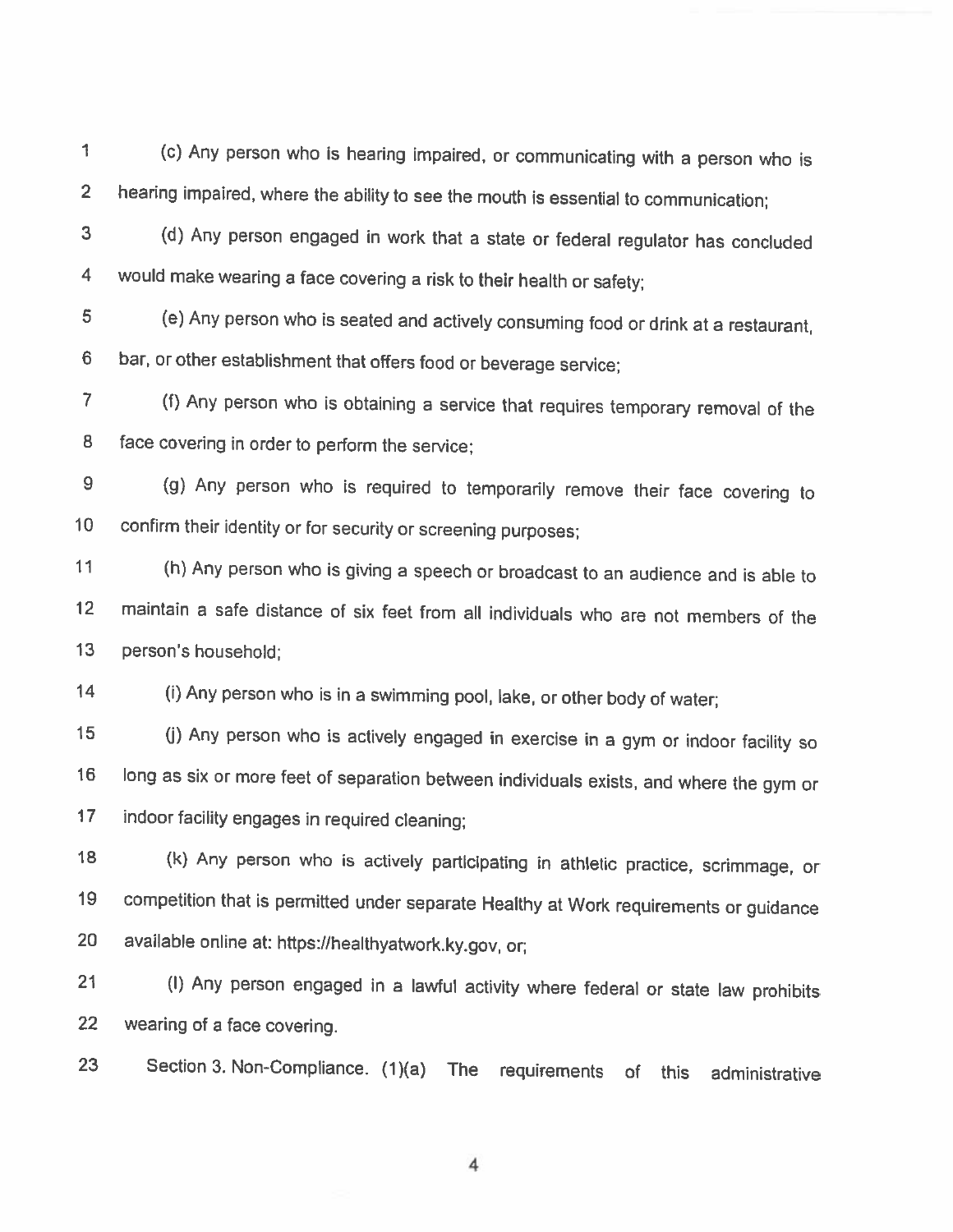(c) Any person who is hearing impaired, or communicating with a person who is hearing impaired, where the ability to see the mouth is essential to communication;

(d) Any person engaged in work that a state or federal regulator has concluded would make wearing a face covering a risk to their health or safety;

(e) Any person who is seated and actively consuming food or drink at a restaurant, bar, or other establishment that offers food or beverage service;

(f) Any person who is obtaining a service that requires temporary removal of the face covering in order to perform the service;

(g) Any person who is required to temporarily remove their face covering to confirm their identity or for security or screening purposes;

(h) Any person who is giving a speech or broadcast to an audience and is able to maintain a safe distance of six feet from all individuals who are not members of the person's household;

(i) Any person who is in a swimming pool, lake, or other body of water;

(j) Any person who is actively engaged in exercise in a gym or indoor facility so long as six or more feet of separation between individuals exists, and where the gym or indoor facility engages in required cleaning;

(k) Any person who is actively participating in athletic practice, scrimmage, or competition that is permitted under separate Healthy at Work requirements or guidance available online at: https://healthyatwork.ky.gov, or;

(l) Any person engaged in a lawful activity where federal or state law prohibits wearing of a face covering.

Section 3. Non-Compliance. (1)(a) The requirements of this administrative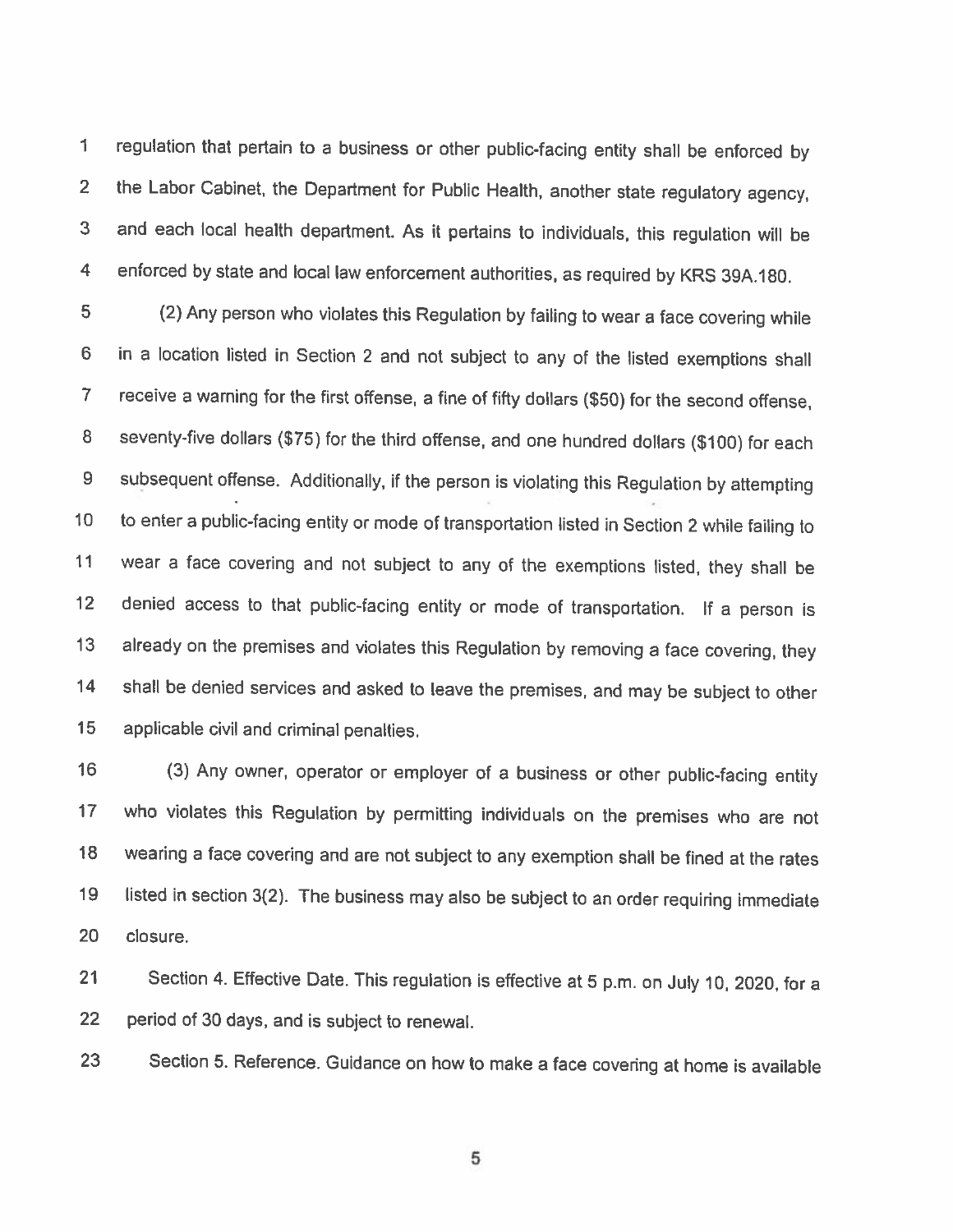regulation that pertain to a business or other public-facing entity shall be enforced by the Labor Cabinet, the Department for Public Health, another state regulatory agency, and each local health department. As it pertains to individuals, this regulation will be enforced by state and local law enforcement authorities, as required by KRS 39A.180.

(2) Any person who violates this Regulation by failing to wear a face covering while in a location listed in Section 2 and not subject to any of the listed exemptions shall receive a warning for the first offense, a fine of fifty dollars ($50) for the second offense, seventy-five dollars ($75) for the third offense, and one hundred dollars ($100) for each subsequent offense. Additionally, if the person is violating this Regulation by attempting to enter a public-facing entity or mode of transportation listed in Section 2 while failing to wear a face covering and not subject to any of the exemptions listed, they shall be denied access to that public-facing entity or mode of transportation. If a person is already on the premises and violates this Regulation by removing a face covering, they shall be denied services and asked to leave the premises, and may be subject to other applicable civil and criminal penalties.

(3) Any owner, operator or employer of a business or other public-facing entity who violates this Regulation by permitting individuals on the premises who are not wearing a face covering and are not subject to any exemption shall be fined at the rates listed in section 3(2). The business may also be subject to an order requiring immediate closure.

Section 4. Effective Date. This regulation is effective at 5 p.m. on July 10, 2020, for a period of 30 days, and is subject to renewal.

Section 5. Reference. Guidance on how to make a face covering at home is available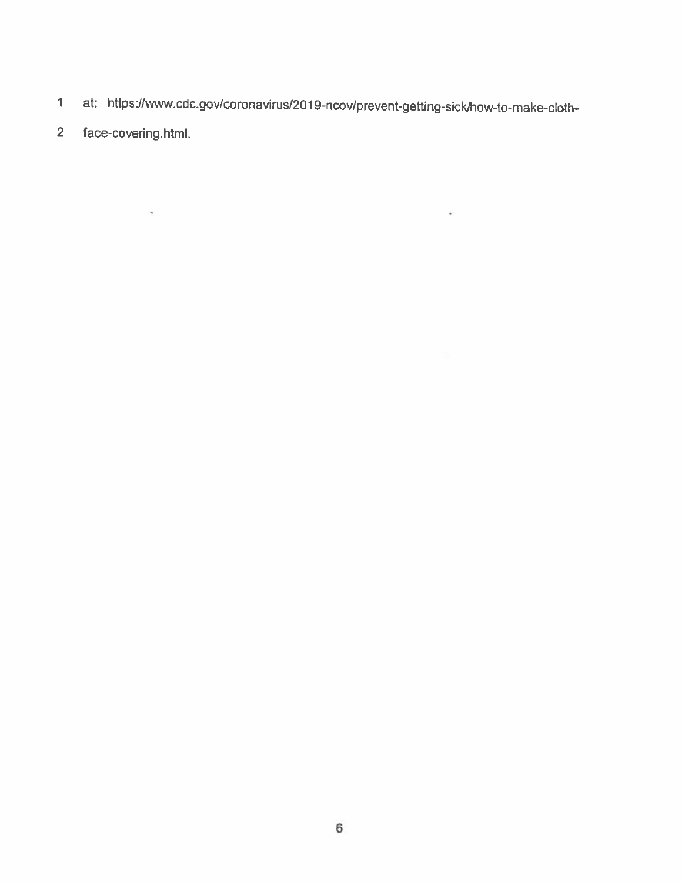at: https://www.cdc.gov/coronavirus/2019-ncov/prevent-getting-sick/how-to-make-cloth-face-covering.html.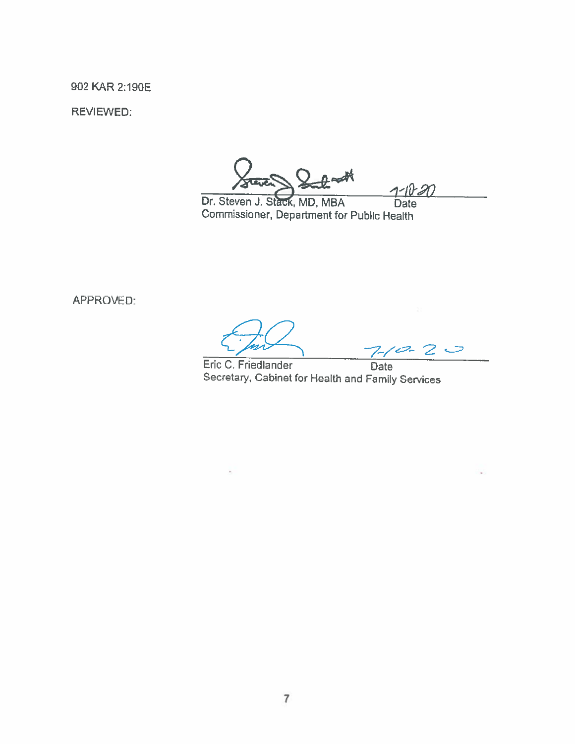902 KAR 2:190E

REVIEWED:

Dr. Steven J. Stack, MD, MBA — Date: 7-10-20
Commissioner, Department for Public Health

APPROVED:

Eric C. Friedlander — Date: 7-10-20
Secretary, Cabinet for Health and Family Services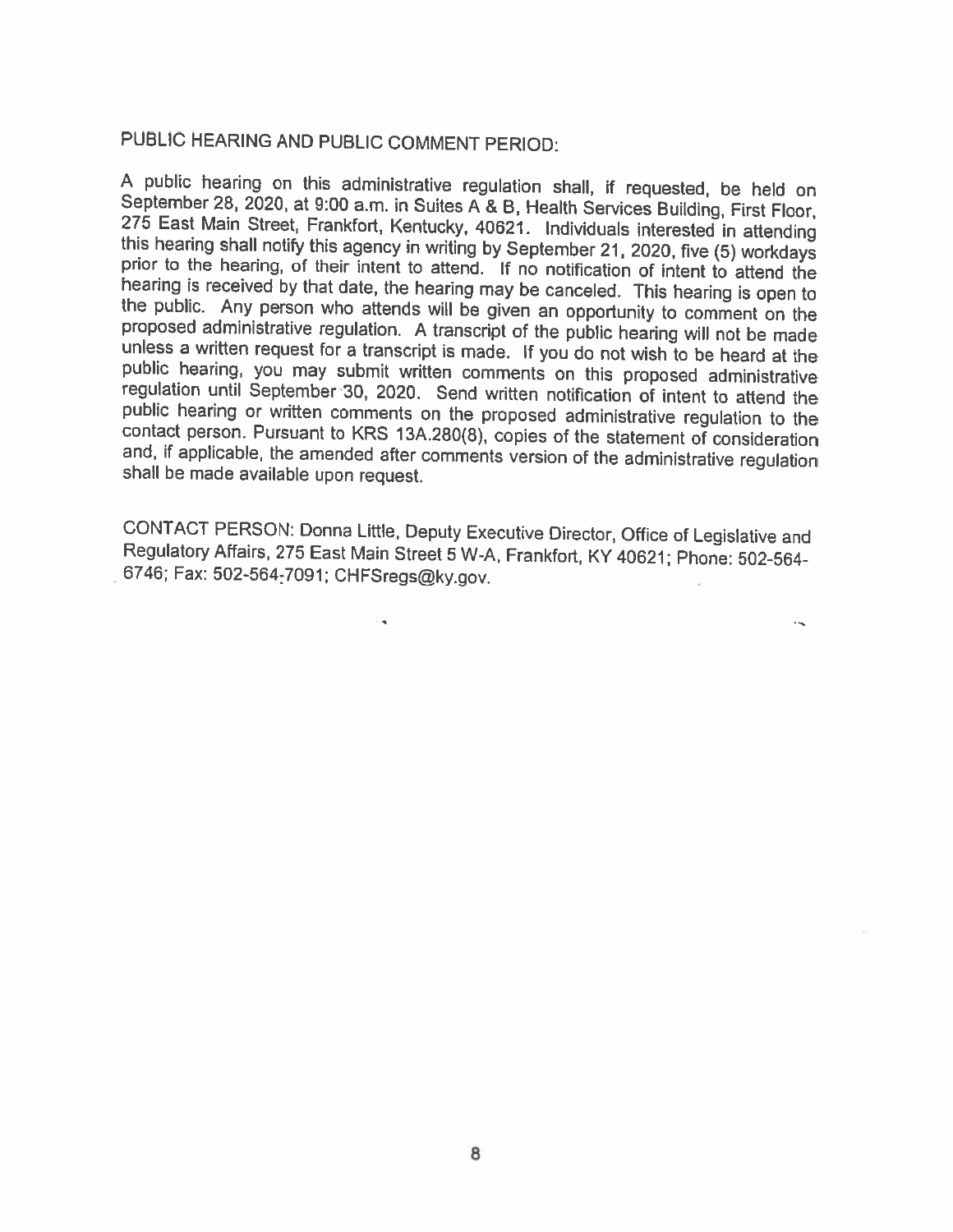PUBLIC HEARING AND PUBLIC COMMENT PERIOD:

A public hearing on this administrative regulation shall, if requested, be held on September 28, 2020, at 9:00 a.m. in Suites A & B, Health Services Building, First Floor, 275 East Main Street, Frankfort, Kentucky, 40621. Individuals interested in attending this hearing shall notify this agency in writing by September 21, 2020, five (5) workdays prior to the hearing, of their intent to attend. If no notification of intent to attend the hearing is received by that date, the hearing may be canceled. This hearing is open to the public. Any person who attends will be given an opportunity to comment on the proposed administrative regulation. A transcript of the public hearing will not be made unless a written request for a transcript is made. If you do not wish to be heard at the public hearing, you may submit written comments on this proposed administrative regulation until September 30, 2020. Send written notification of intent to attend the public hearing or written comments on the proposed administrative regulation to the contact person. Pursuant to KRS 13A.280(8), copies of the statement of consideration and, if applicable, the amended after comments version of the administrative regulation shall be made available upon request.

CONTACT PERSON: Donna Little, Deputy Executive Director, Office of Legislative and Regulatory Affairs, 275 East Main Street 5 W-A, Frankfort, KY 40621; Phone: 502-564-6746; Fax: 502-564-7091; CHFSregs@ky.gov.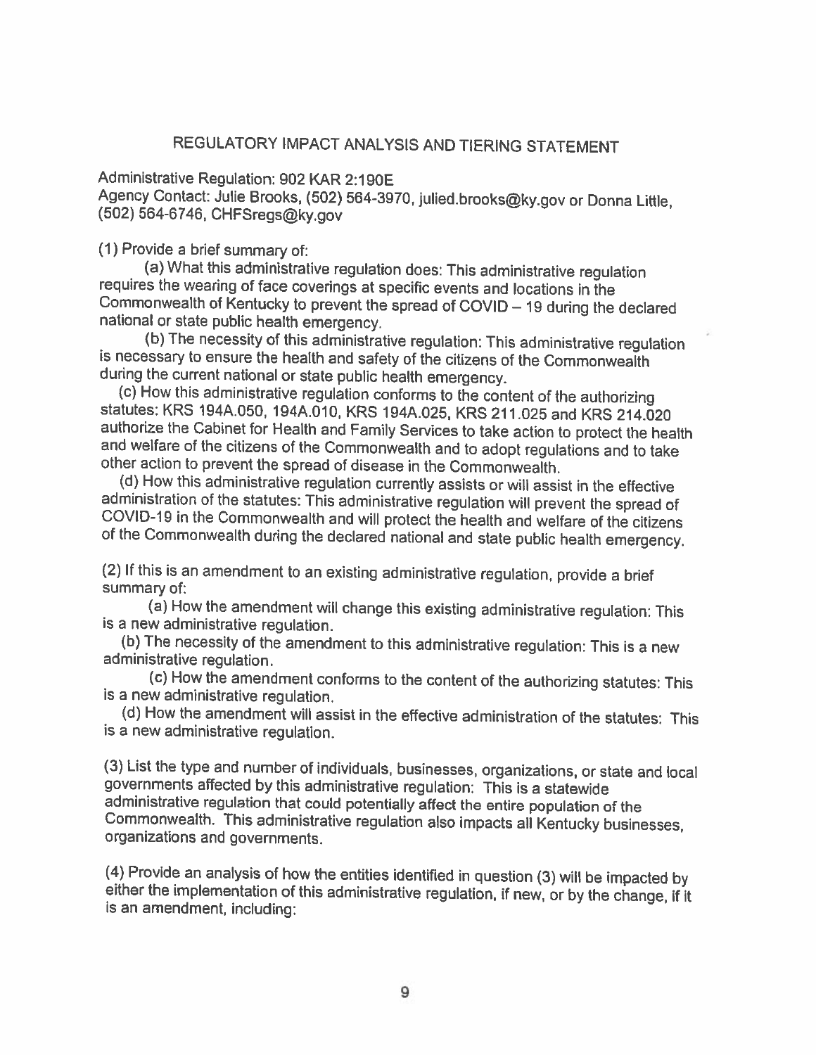# REGULATORY IMPACT ANALYSIS AND TIERING STATEMENT

Administrative Regulation: 902 KAR 2:190E

Agency Contact: Julie Brooks, (502) 564-3970, julied.brooks@ky.gov or Donna Little, (502) 564-6746, CHFSregs@ky.gov

(1) Provide a brief summary of:

(a) What this administrative regulation does: This administrative regulation requires the wearing of face coverings at specific events and locations in the Commonwealth of Kentucky to prevent the spread of COVID – 19 during the declared national or state public health emergency.

(b) The necessity of this administrative regulation: This administrative regulation is necessary to ensure the health and safety of the citizens of the Commonwealth during the current national or state public health emergency.

(c) How this administrative regulation conforms to the content of the authorizing statutes: KRS 194A.050, 194A.010, KRS 194A.025, KRS 211.025 and KRS 214.020 authorize the Cabinet for Health and Family Services to take action to protect the health and welfare of the citizens of the Commonwealth and to adopt regulations and to take other action to prevent the spread of disease in the Commonwealth.

(d) How this administrative regulation currently assists or will assist in the effective administration of the statutes: This administrative regulation will prevent the spread of COVID-19 in the Commonwealth and will protect the health and welfare of the citizens of the Commonwealth during the declared national and state public health emergency.

(2) If this is an amendment to an existing administrative regulation, provide a brief summary of:

(a) How the amendment will change this existing administrative regulation: This is a new administrative regulation.

(b) The necessity of the amendment to this administrative regulation: This is a new administrative regulation.

(c) How the amendment conforms to the content of the authorizing statutes: This is a new administrative regulation.

(d) How the amendment will assist in the effective administration of the statutes: This is a new administrative regulation.

(3) List the type and number of individuals, businesses, organizations, or state and local governments affected by this administrative regulation: This is a statewide administrative regulation that could potentially affect the entire population of the Commonwealth. This administrative regulation also impacts all Kentucky businesses, organizations and governments.

(4) Provide an analysis of how the entities identified in question (3) will be impacted by either the implementation of this administrative regulation, if new, or by the change, if it is an amendment, including: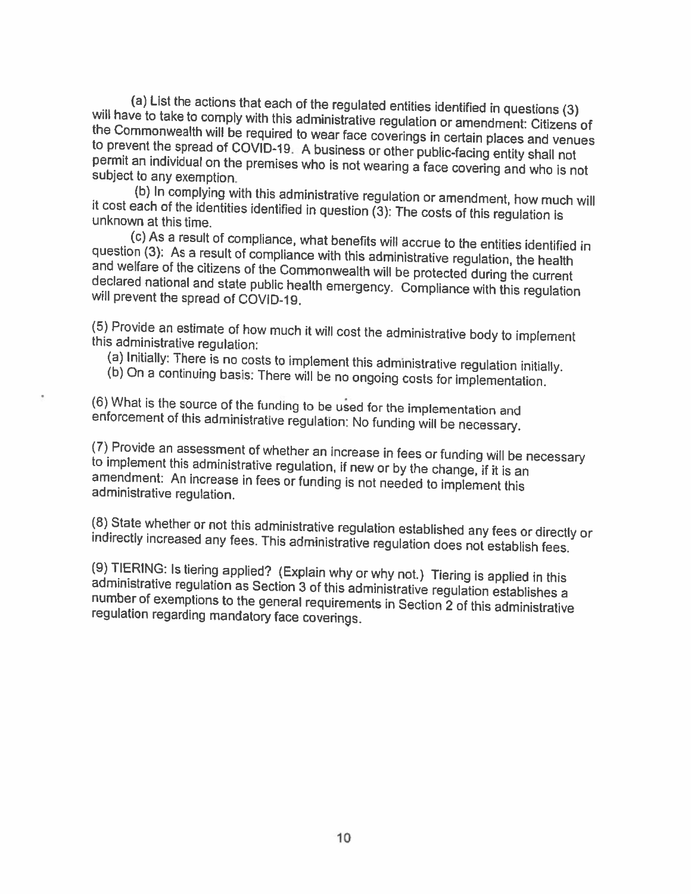(a) List the actions that each of the regulated entities identified in questions (3) will have to take to comply with this administrative regulation or amendment: Citizens of the Commonwealth will be required to wear face coverings in certain places and venues to prevent the spread of COVID-19. A business or other public-facing entity shall not permit an individual on the premises who is not wearing a face covering and who is not subject to any exemption.

(b) In complying with this administrative regulation or amendment, how much will it cost each of the identities identified in question (3): The costs of this regulation is unknown at this time.

(c) As a result of compliance, what benefits will accrue to the entities identified in question (3): As a result of compliance with this administrative regulation, the health and welfare of the citizens of the Commonwealth will be protected during the current declared national and state public health emergency. Compliance with this regulation will prevent the spread of COVID-19.

(5) Provide an estimate of how much it will cost the administrative body to implement this administrative regulation:

(a) Initially: There is no costs to implement this administrative regulation initially.

(b) On a continuing basis: There will be no ongoing costs for implementation.

(6) What is the source of the funding to be used for the implementation and enforcement of this administrative regulation: No funding will be necessary.

(7) Provide an assessment of whether an increase in fees or funding will be necessary to implement this administrative regulation, if new or by the change, if it is an amendment: An increase in fees or funding is not needed to implement this administrative regulation.

(8) State whether or not this administrative regulation established any fees or directly or indirectly increased any fees. This administrative regulation does not establish fees.

(9) TIERING: Is tiering applied? (Explain why or why not.) Tiering is applied in this administrative regulation as Section 3 of this administrative regulation establishes a number of exemptions to the general requirements in Section 2 of this administrative regulation regarding mandatory face coverings.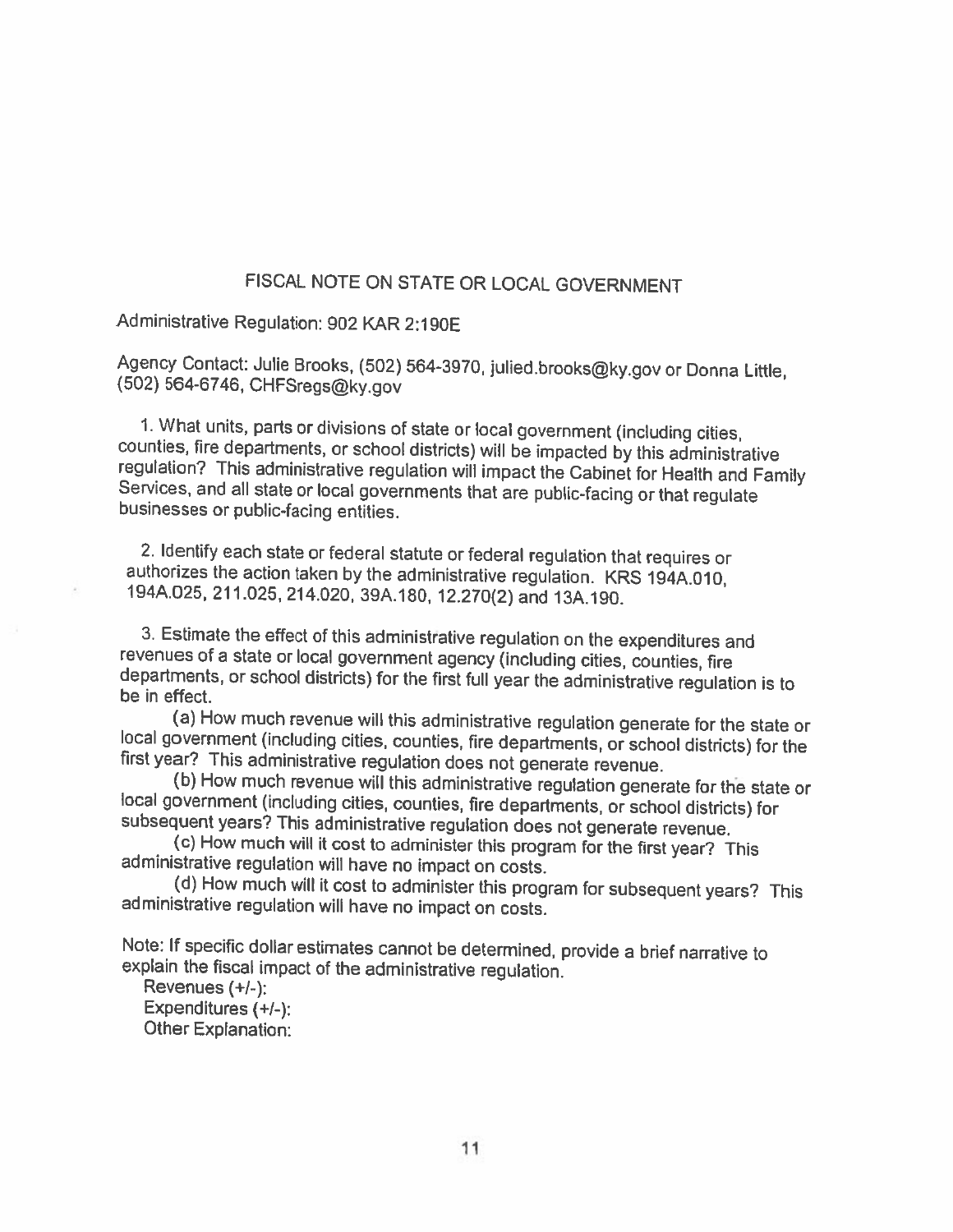# FISCAL NOTE ON STATE OR LOCAL GOVERNMENT

Administrative Regulation: 902 KAR 2:190E

Agency Contact: Julie Brooks, (502) 564-3970, julied.brooks@ky.gov or Donna Little, (502) 564-6746, CHFSregs@ky.gov

1. What units, parts or divisions of state or local government (including cities, counties, fire departments, or school districts) will be impacted by this administrative regulation? This administrative regulation will impact the Cabinet for Health and Family Services, and all state or local governments that are public-facing or that regulate businesses or public-facing entities.

2. Identify each state or federal statute or federal regulation that requires or authorizes the action taken by the administrative regulation. KRS 194A.010, 194A.025, 211.025, 214.020, 39A.180, 12.270(2) and 13A.190.

3. Estimate the effect of this administrative regulation on the expenditures and revenues of a state or local government agency (including cities, counties, fire departments, or school districts) for the first full year the administrative regulation is to be in effect.

(a) How much revenue will this administrative regulation generate for the state or local government (including cities, counties, fire departments, or school districts) for the first year? This administrative regulation does not generate revenue.

(b) How much revenue will this administrative regulation generate for the state or local government (including cities, counties, fire departments, or school districts) for subsequent years? This administrative regulation does not generate revenue.

(c) How much will it cost to administer this program for the first year? This administrative regulation will have no impact on costs.

(d) How much will it cost to administer this program for subsequent years? This administrative regulation will have no impact on costs.

Note: If specific dollar estimates cannot be determined, provide a brief narrative to explain the fiscal impact of the administrative regulation.

Revenues (+/-):

Expenditures (+/-):

Other Explanation: